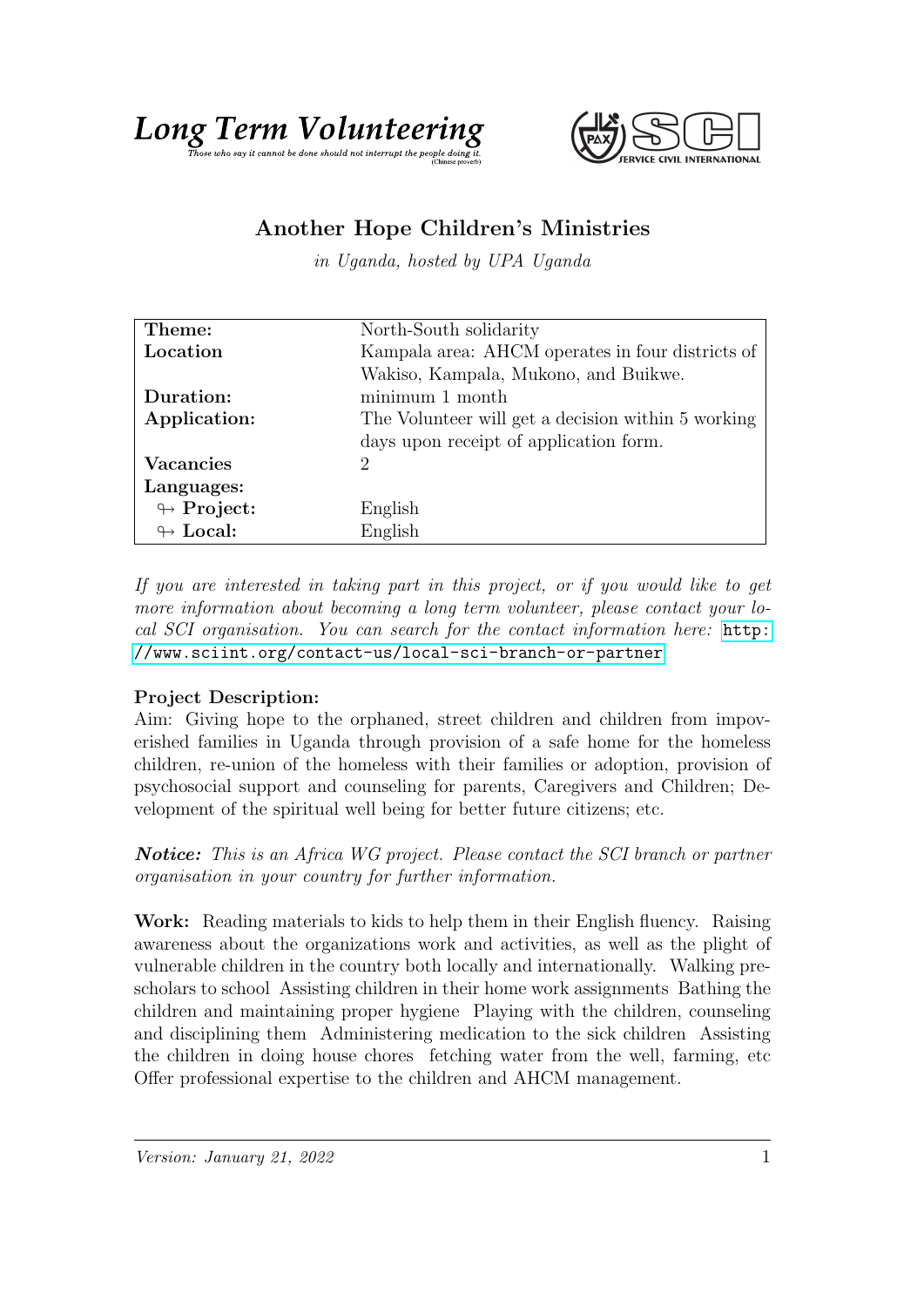**Long Term Volunteering**
*Those who say it cannot be done should not interrupt the people doing it.* (Chinese proverb)

SERVICE CIVIL INTERNATIONAL

## Another Hope Children's Ministries

*in Uganda, hosted by UPA Uganda*

| | |
|---|---|
| **Theme:** | North-South solidarity |
| **Location** | Kampala area: AHCM operates in four districts of Wakiso, Kampala, Mukono, and Buikwe. |
| **Duration:** | minimum 1 month |
| **Application:** | The Volunteer will get a decision within 5 working days upon receipt of application form. |
| **Vacancies** | 2 |
| **Languages:** | |
| ↬ **Project:** | English |
| ↬ **Local:** | English |

*If you are interested in taking part in this project, or if you would like to get more information about becoming a long term volunteer, please contact your local SCI organisation. You can search for the contact information here:* http://www.sciint.org/contact-us/local-sci-branch-or-partner

**Project Description:**
Aim: Giving hope to the orphaned, street children and children from impoverished families in Uganda through provision of a safe home for the homeless children, re-union of the homeless with their families or adoption, provision of psychosocial support and counseling for parents, Caregivers and Children; Development of the spiritual well being for better future citizens; etc.

***Notice:*** *This is an Africa WG project. Please contact the SCI branch or partner organisation in your country for further information.*

**Work:** Reading materials to kids to help them in their English fluency. Raising awareness about the organizations work and activities, as well as the plight of vulnerable children in the country both locally and internationally. Walking prescholars to school Assisting children in their home work assignments Bathing the children and maintaining proper hygiene Playing with the children, counseling and disciplining them Administering medication to the sick children Assisting the children in doing house chores fetching water from the well, farming, etc Offer professional expertise to the children and AHCM management.

*Version: January 21, 2022*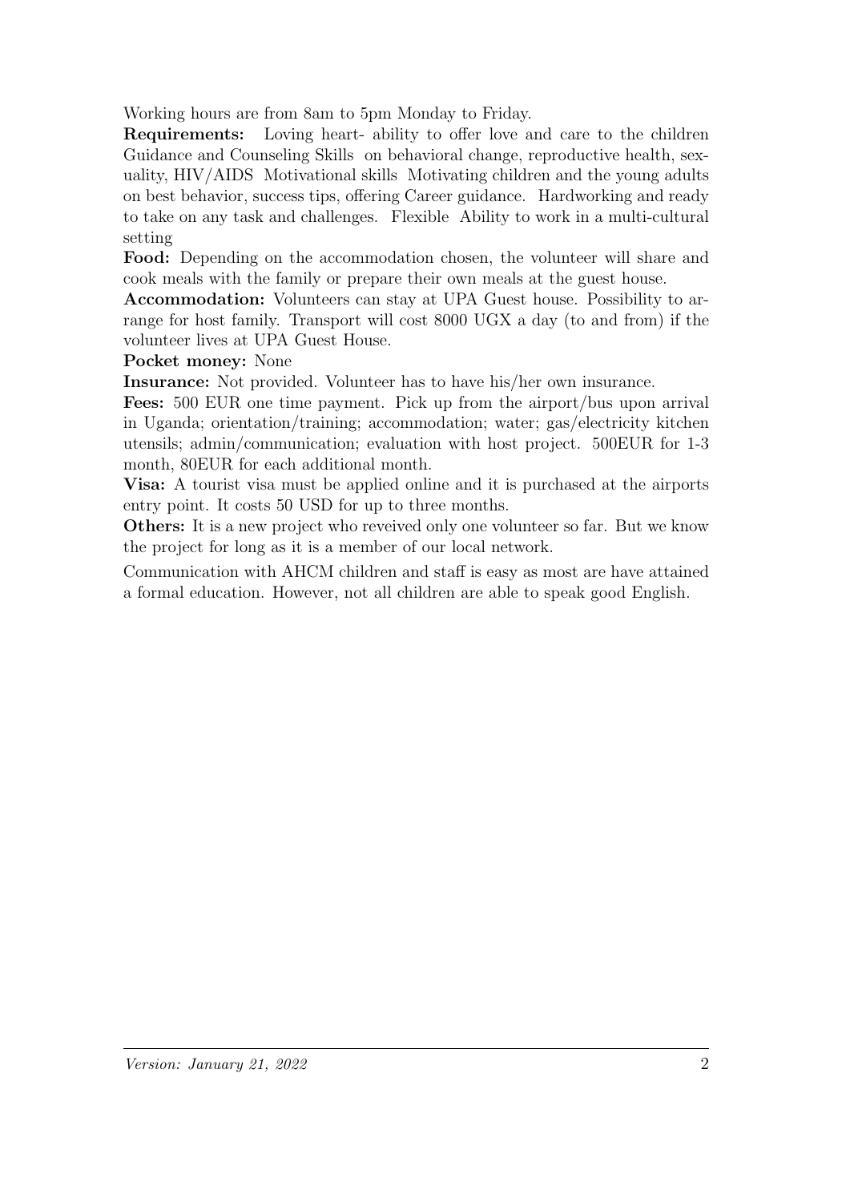Working hours are from 8am to 5pm Monday to Friday.

**Requirements:** Loving heart- ability to offer love and care to the children Guidance and Counseling Skills on behavioral change, reproductive health, sexuality, HIV/AIDS Motivational skills Motivating children and the young adults on best behavior, success tips, offering Career guidance. Hardworking and ready to take on any task and challenges. Flexible Ability to work in a multi-cultural setting

**Food:** Depending on the accommodation chosen, the volunteer will share and cook meals with the family or prepare their own meals at the guest house.

**Accommodation:** Volunteers can stay at UPA Guest house. Possibility to arrange for host family. Transport will cost 8000 UGX a day (to and from) if the volunteer lives at UPA Guest House.

**Pocket money:** None

**Insurance:** Not provided. Volunteer has to have his/her own insurance.

**Fees:** 500 EUR one time payment. Pick up from the airport/bus upon arrival in Uganda; orientation/training; accommodation; water; gas/electricity kitchen utensils; admin/communication; evaluation with host project. 500EUR for 1-3 month, 80EUR for each additional month.

**Visa:** A tourist visa must be applied online and it is purchased at the airports entry point. It costs 50 USD for up to three months.

**Others:** It is a new project who reveived only one volunteer so far. But we know the project for long as it is a member of our local network.

Communication with AHCM children and staff is easy as most are have attained a formal education. However, not all children are able to speak good English.